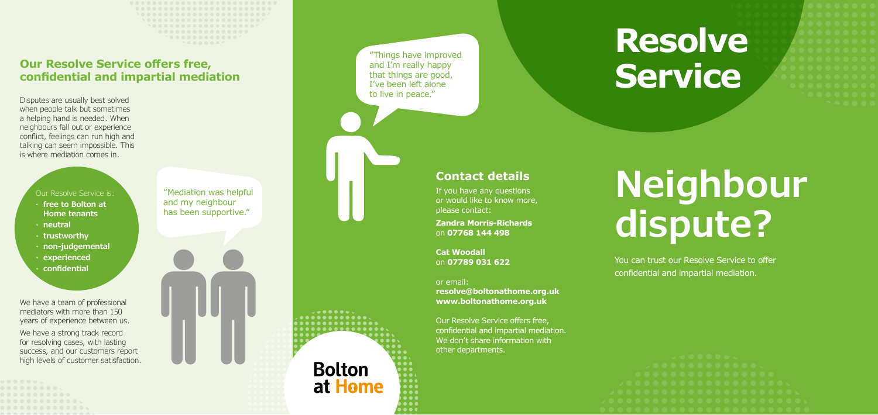## Our Resolve Service offers free, confidential and impartial mediation

Disputes are usually best solved when people talk but sometimes a helping hand is needed. When neighbours fall out or experience conflict, feelings can run high and talking can seem impossible. This is where mediation comes in.

Our Resolve Service is:

- **free to Bolton at Home tenants**
- **neutral**
- **trustworthy**
- **non-judgemental**
- **experienced**
- **confidential**

We have a team of professional mediators with more than 150 years of experience between us.

We have a strong track record for resolving cases, with lasting success, and our customers report high levels of customer satisfaction.

"Mediation was helpful and my neighbour has been supportive."

"Things have improved and I'm really happy that things are good, I've been left alone to live in peace."

## Contact details

If you have any questions or would like to know more, please contact:

**Zandra Morris-Richards** on **07768 144 498**

**Cat Woodall** on **07789 031 622**

or email:
**resolve@boltonathome.org.uk**
**www.boltonathome.org.uk**

Our Resolve Service offers free, confidential and impartial mediation. We don't share information with other departments.

**Bolton at Home**

# Resolve Service

# Neighbour dispute?

You can trust our Resolve Service to offer confidential and impartial mediation.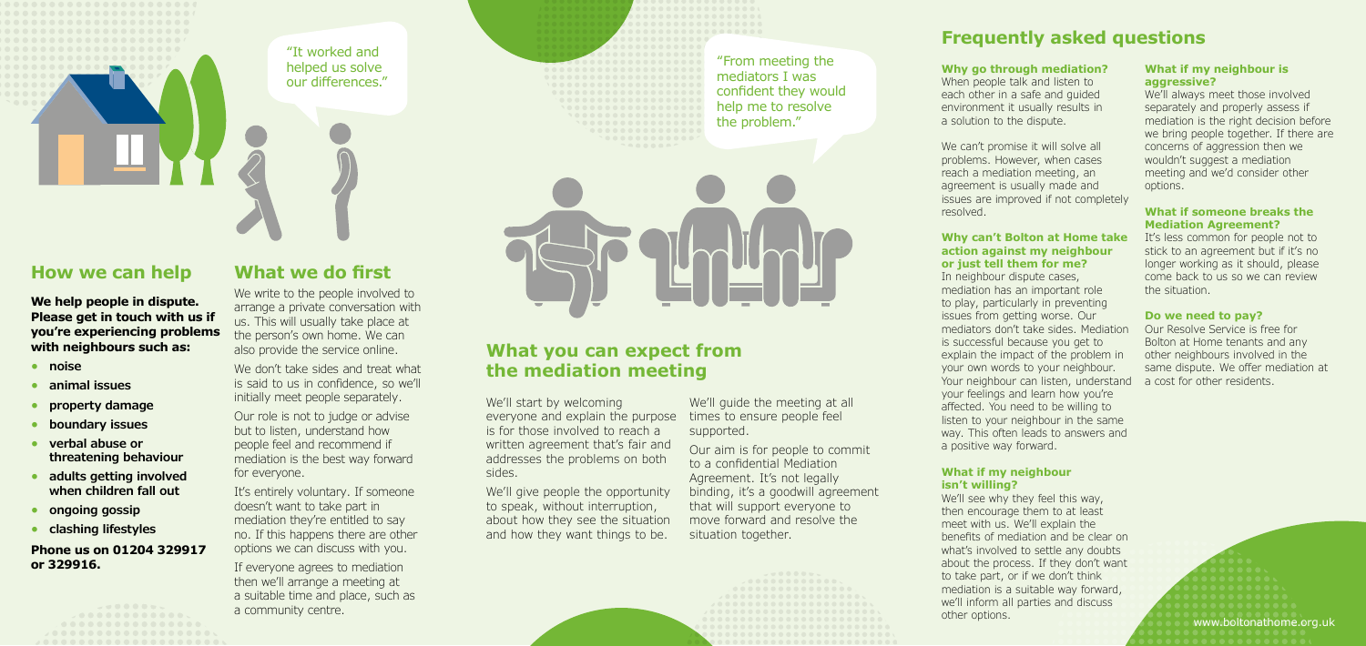"It worked and helped us solve our differences."

## How we can help

**We help people in dispute. Please get in touch with us if you're experiencing problems with neighbours such as:**

- **noise**
- **animal issues**
- **property damage**
- **boundary issues**
- **verbal abuse or threatening behaviour**
- **adults getting involved when children fall out**
- **ongoing gossip**
- **clashing lifestyles**

**Phone us on 01204 329917 or 329916.**

## What we do first

We write to the people involved to arrange a private conversation with us. This will usually take place at the person's own home. We can also provide the service online.

We don't take sides and treat what is said to us in confidence, so we'll initially meet people separately.

Our role is not to judge or advise but to listen, understand how people feel and recommend if mediation is the best way forward for everyone.

It's entirely voluntary. If someone doesn't want to take part in mediation they're entitled to say no. If this happens there are other options we can discuss with you.

If everyone agrees to mediation then we'll arrange a meeting at a suitable time and place, such as a community centre.

"From meeting the mediators I was confident they would help me to resolve the problem."

## What you can expect from the mediation meeting

We'll start by welcoming everyone and explain the purpose is for those involved to reach a written agreement that's fair and addresses the problems on both sides.

We'll give people the opportunity to speak, without interruption, about how they see the situation and how they want things to be.

We'll guide the meeting at all times to ensure people feel supported.

Our aim is for people to commit to a confidential Mediation Agreement. It's not legally binding, it's a goodwill agreement that will support everyone to move forward and resolve the situation together.

## Frequently asked questions

### Why go through mediation?

When people talk and listen to each other in a safe and guided environment it usually results in a solution to the dispute.

We can't promise it will solve all problems. However, when cases reach a mediation meeting, an agreement is usually made and issues are improved if not completely resolved.

### Why can't Bolton at Home take action against my neighbour or just tell them for me?

In neighbour dispute cases, mediation has an important role to play, particularly in preventing issues from getting worse. Our mediators don't take sides. Mediation is successful because you get to explain the impact of the problem in your own words to your neighbour. Your neighbour can listen, understand your feelings and learn how you're affected. You need to be willing to listen to your neighbour in the same way. This often leads to answers and a positive way forward.

### What if my neighbour isn't willing?

We'll see why they feel this way, then encourage them to at least meet with us. We'll explain the benefits of mediation and be clear on what's involved to settle any doubts about the process. If they don't want to take part, or if we don't think mediation is a suitable way forward, we'll inform all parties and discuss other options.

### What if my neighbour is aggressive?

We'll always meet those involved separately and properly assess if mediation is the right decision before we bring people together. If there are concerns of aggression then we wouldn't suggest a mediation meeting and we'd consider other options.

### What if someone breaks the Mediation Agreement?

It's less common for people not to stick to an agreement but if it's no longer working as it should, please come back to us so we can review the situation.

### Do we need to pay?

Our Resolve Service is free for Bolton at Home tenants and any other neighbours involved in the same dispute. We offer mediation at a cost for other residents.

www.boltonathome.org.uk